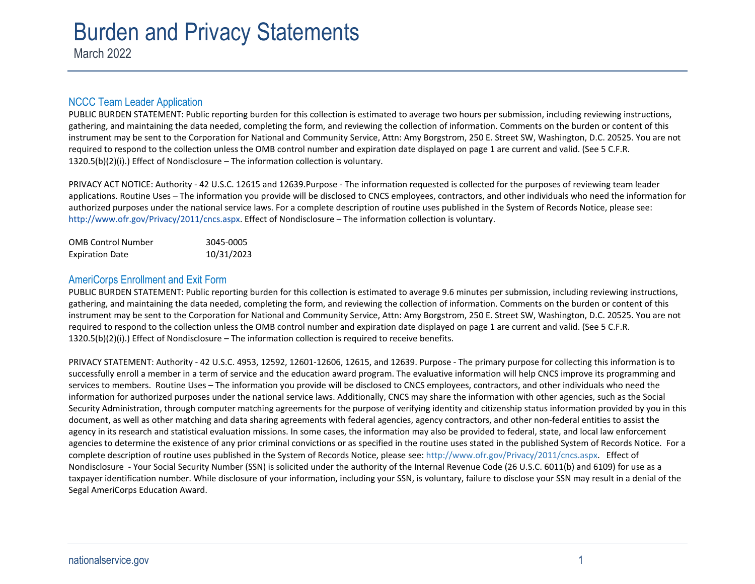# Burden and Privacy Statements

March 2022

## NCCC Team Leader Application

PUBLIC BURDEN STATEMENT: Public reporting burden for this collection is estimated to average two hours per submission, including reviewing instructions, gathering, and maintaining the data needed, completing the form, and reviewing the collection of information. Comments on the burden or content of this instrument may be sent to the Corporation for National and Community Service, Attn: Amy Borgstrom, 250 E. Street SW, Washington, D.C. 20525. You are not required to respond to the collection unless the OMB control number and expiration date displayed on page 1 are current and valid. (See 5 C.F.R. 1320.5(b)(2)(i).) Effect of Nondisclosure – The information collection is voluntary.

PRIVACY ACT NOTICE: Authority - 42 U.S.C. 12615 and 12639.Purpose - The information requested is collected for the purposes of reviewing team leader applications. Routine Uses – The information you provide will be disclosed to CNCS employees, contractors, and other individuals who need the information for authorized purposes under the national service laws. For a complete description of routine uses published in the System of Records Notice, please see: http://www.ofr.gov/Privacy/2011/cncs.aspx. Effect of Nondisclosure – The information collection is voluntary.

| | |
|---|---|
| OMB Control Number | 3045-0005 |
| Expiration Date | 10/31/2023 |

## AmeriCorps Enrollment and Exit Form

PUBLIC BURDEN STATEMENT: Public reporting burden for this collection is estimated to average 9.6 minutes per submission, including reviewing instructions, gathering, and maintaining the data needed, completing the form, and reviewing the collection of information. Comments on the burden or content of this instrument may be sent to the Corporation for National and Community Service, Attn: Amy Borgstrom, 250 E. Street SW, Washington, D.C. 20525. You are not required to respond to the collection unless the OMB control number and expiration date displayed on page 1 are current and valid. (See 5 C.F.R. 1320.5(b)(2)(i).) Effect of Nondisclosure – The information collection is required to receive benefits.

PRIVACY STATEMENT: Authority - 42 U.S.C. 4953, 12592, 12601-12606, 12615, and 12639. Purpose - The primary purpose for collecting this information is to successfully enroll a member in a term of service and the education award program. The evaluative information will help CNCS improve its programming and services to members. Routine Uses – The information you provide will be disclosed to CNCS employees, contractors, and other individuals who need the information for authorized purposes under the national service laws. Additionally, CNCS may share the information with other agencies, such as the Social Security Administration, through computer matching agreements for the purpose of verifying identity and citizenship status information provided by you in this document, as well as other matching and data sharing agreements with federal agencies, agency contractors, and other non-federal entities to assist the agency in its research and statistical evaluation missions. In some cases, the information may also be provided to federal, state, and local law enforcement agencies to determine the existence of any prior criminal convictions or as specified in the routine uses stated in the published System of Records Notice. For a complete description of routine uses published in the System of Records Notice, please see: http://www.ofr.gov/Privacy/2011/cncs.aspx. Effect of Nondisclosure - Your Social Security Number (SSN) is solicited under the authority of the Internal Revenue Code (26 U.S.C. 6011(b) and 6109) for use as a taxpayer identification number. While disclosure of your information, including your SSN, is voluntary, failure to disclose your SSN may result in a denial of the Segal AmeriCorps Education Award.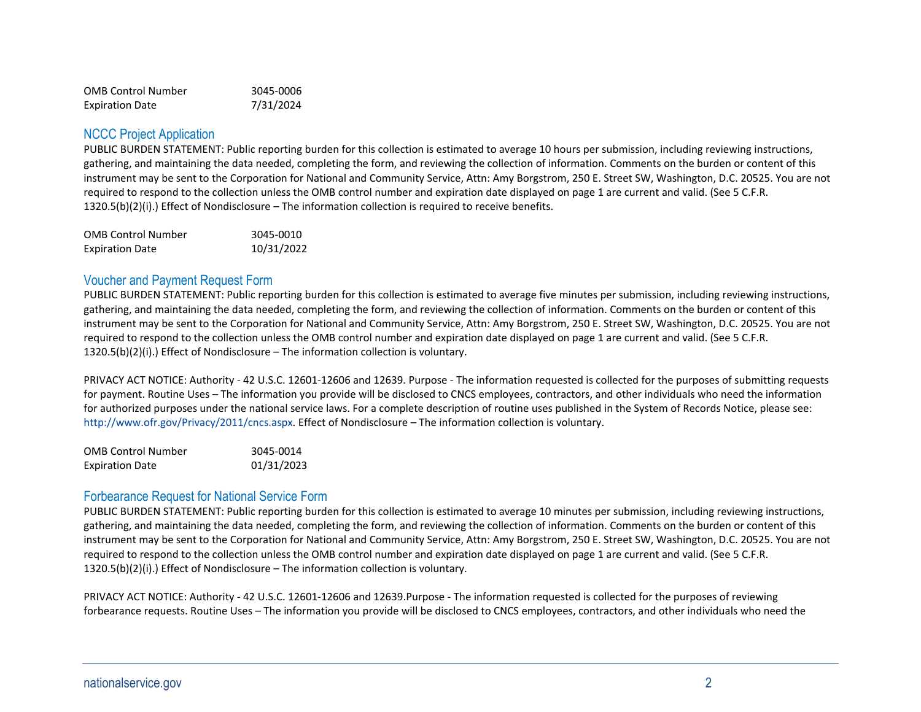| | |
|---|---|
| OMB Control Number | 3045-0006 |
| Expiration Date | 7/31/2024 |

## NCCC Project Application

PUBLIC BURDEN STATEMENT: Public reporting burden for this collection is estimated to average 10 hours per submission, including reviewing instructions, gathering, and maintaining the data needed, completing the form, and reviewing the collection of information. Comments on the burden or content of this instrument may be sent to the Corporation for National and Community Service, Attn: Amy Borgstrom, 250 E. Street SW, Washington, D.C. 20525. You are not required to respond to the collection unless the OMB control number and expiration date displayed on page 1 are current and valid. (See 5 C.F.R. 1320.5(b)(2)(i).) Effect of Nondisclosure – The information collection is required to receive benefits.

| | |
|---|---|
| OMB Control Number | 3045-0010 |
| Expiration Date | 10/31/2022 |

## Voucher and Payment Request Form

PUBLIC BURDEN STATEMENT: Public reporting burden for this collection is estimated to average five minutes per submission, including reviewing instructions, gathering, and maintaining the data needed, completing the form, and reviewing the collection of information. Comments on the burden or content of this instrument may be sent to the Corporation for National and Community Service, Attn: Amy Borgstrom, 250 E. Street SW, Washington, D.C. 20525. You are not required to respond to the collection unless the OMB control number and expiration date displayed on page 1 are current and valid. (See 5 C.F.R. 1320.5(b)(2)(i).) Effect of Nondisclosure – The information collection is voluntary.

PRIVACY ACT NOTICE: Authority - 42 U.S.C. 12601-12606 and 12639. Purpose - The information requested is collected for the purposes of submitting requests for payment. Routine Uses – The information you provide will be disclosed to CNCS employees, contractors, and other individuals who need the information for authorized purposes under the national service laws. For a complete description of routine uses published in the System of Records Notice, please see: http://www.ofr.gov/Privacy/2011/cncs.aspx. Effect of Nondisclosure – The information collection is voluntary.

| | |
|---|---|
| OMB Control Number | 3045-0014 |
| Expiration Date | 01/31/2023 |

## Forbearance Request for National Service Form

PUBLIC BURDEN STATEMENT: Public reporting burden for this collection is estimated to average 10 minutes per submission, including reviewing instructions, gathering, and maintaining the data needed, completing the form, and reviewing the collection of information. Comments on the burden or content of this instrument may be sent to the Corporation for National and Community Service, Attn: Amy Borgstrom, 250 E. Street SW, Washington, D.C. 20525. You are not required to respond to the collection unless the OMB control number and expiration date displayed on page 1 are current and valid. (See 5 C.F.R. 1320.5(b)(2)(i).) Effect of Nondisclosure – The information collection is voluntary.

PRIVACY ACT NOTICE: Authority - 42 U.S.C. 12601-12606 and 12639.Purpose - The information requested is collected for the purposes of reviewing forbearance requests. Routine Uses – The information you provide will be disclosed to CNCS employees, contractors, and other individuals who need the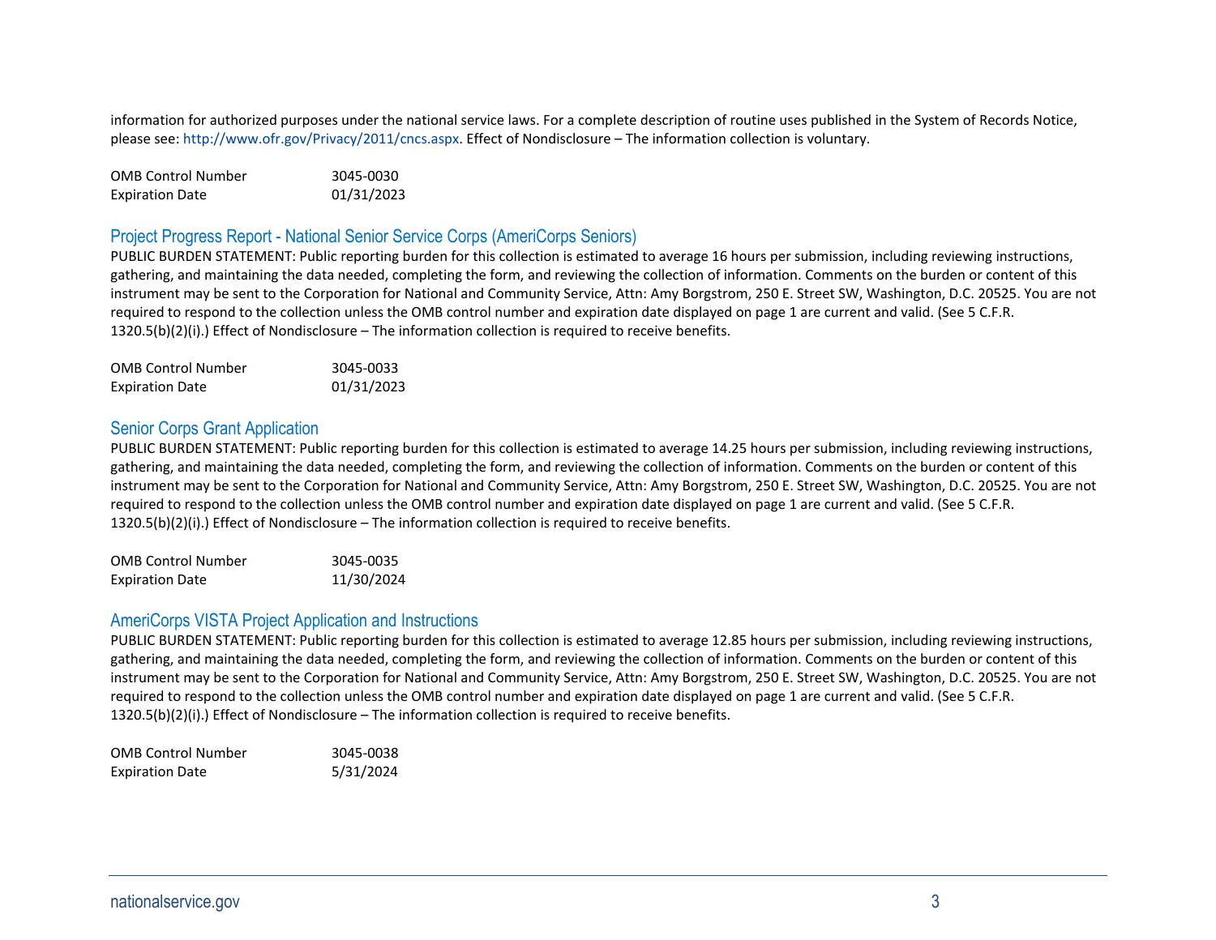information for authorized purposes under the national service laws. For a complete description of routine uses published in the System of Records Notice, please see: http://www.ofr.gov/Privacy/2011/cncs.aspx. Effect of Nondisclosure – The information collection is voluntary.

OMB Control Number 3045-0030
Expiration Date 01/31/2023

## Project Progress Report - National Senior Service Corps (AmeriCorps Seniors)

PUBLIC BURDEN STATEMENT: Public reporting burden for this collection is estimated to average 16 hours per submission, including reviewing instructions, gathering, and maintaining the data needed, completing the form, and reviewing the collection of information. Comments on the burden or content of this instrument may be sent to the Corporation for National and Community Service, Attn: Amy Borgstrom, 250 E. Street SW, Washington, D.C. 20525. You are not required to respond to the collection unless the OMB control number and expiration date displayed on page 1 are current and valid. (See 5 C.F.R. 1320.5(b)(2)(i).) Effect of Nondisclosure – The information collection is required to receive benefits.

OMB Control Number 3045-0033
Expiration Date 01/31/2023

## Senior Corps Grant Application

PUBLIC BURDEN STATEMENT: Public reporting burden for this collection is estimated to average 14.25 hours per submission, including reviewing instructions, gathering, and maintaining the data needed, completing the form, and reviewing the collection of information. Comments on the burden or content of this instrument may be sent to the Corporation for National and Community Service, Attn: Amy Borgstrom, 250 E. Street SW, Washington, D.C. 20525. You are not required to respond to the collection unless the OMB control number and expiration date displayed on page 1 are current and valid. (See 5 C.F.R. 1320.5(b)(2)(i).) Effect of Nondisclosure – The information collection is required to receive benefits.

OMB Control Number 3045-0035
Expiration Date 11/30/2024

## AmeriCorps VISTA Project Application and Instructions

PUBLIC BURDEN STATEMENT: Public reporting burden for this collection is estimated to average 12.85 hours per submission, including reviewing instructions, gathering, and maintaining the data needed, completing the form, and reviewing the collection of information. Comments on the burden or content of this instrument may be sent to the Corporation for National and Community Service, Attn: Amy Borgstrom, 250 E. Street SW, Washington, D.C. 20525. You are not required to respond to the collection unless the OMB control number and expiration date displayed on page 1 are current and valid. (See 5 C.F.R. 1320.5(b)(2)(i).) Effect of Nondisclosure – The information collection is required to receive benefits.

OMB Control Number 3045-0038
Expiration Date 5/31/2024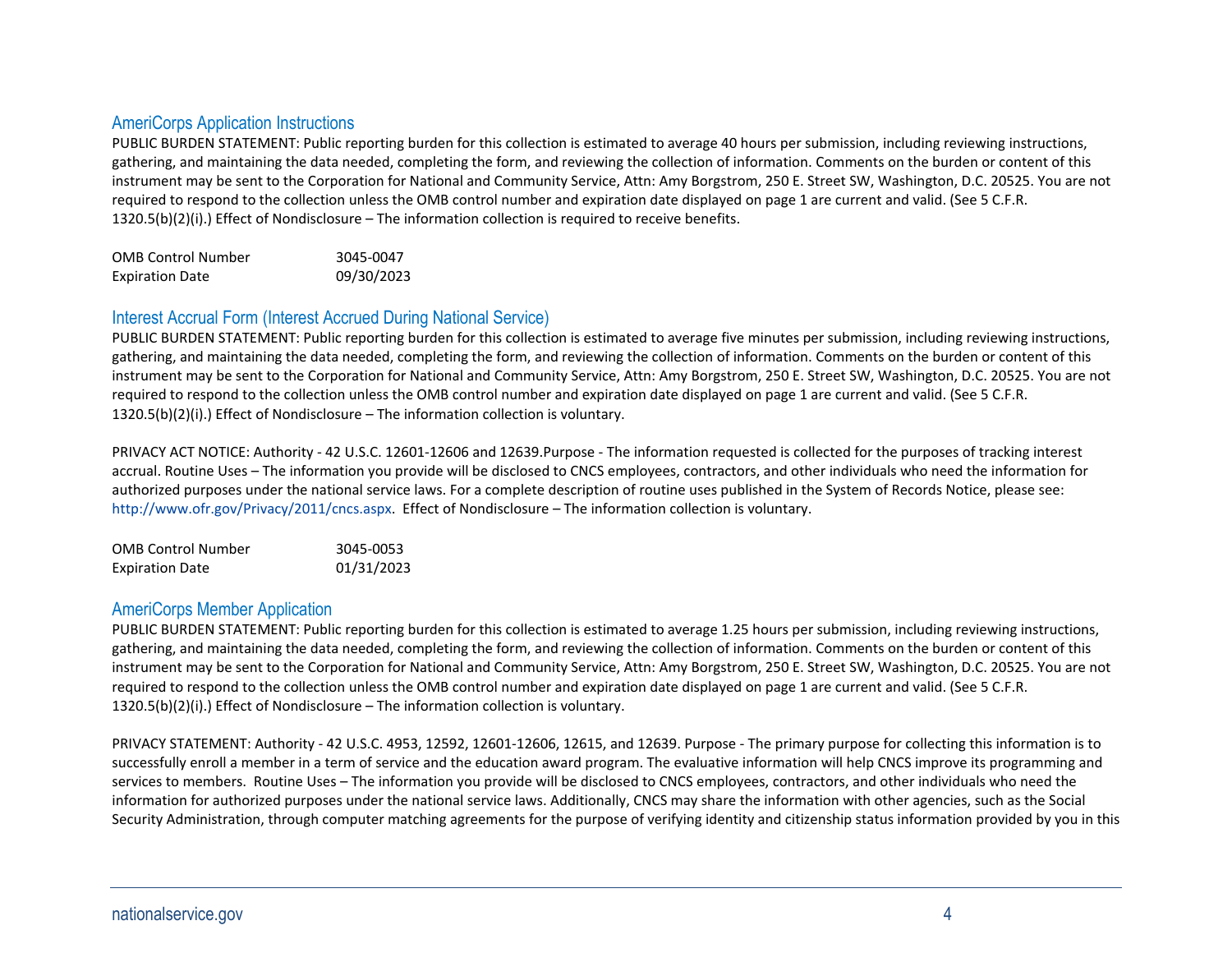## AmeriCorps Application Instructions

PUBLIC BURDEN STATEMENT: Public reporting burden for this collection is estimated to average 40 hours per submission, including reviewing instructions, gathering, and maintaining the data needed, completing the form, and reviewing the collection of information. Comments on the burden or content of this instrument may be sent to the Corporation for National and Community Service, Attn: Amy Borgstrom, 250 E. Street SW, Washington, D.C. 20525. You are not required to respond to the collection unless the OMB control number and expiration date displayed on page 1 are current and valid. (See 5 C.F.R. 1320.5(b)(2)(i).) Effect of Nondisclosure – The information collection is required to receive benefits.

| | |
|---|---|
| OMB Control Number | 3045-0047 |
| Expiration Date | 09/30/2023 |

## Interest Accrual Form (Interest Accrued During National Service)

PUBLIC BURDEN STATEMENT: Public reporting burden for this collection is estimated to average five minutes per submission, including reviewing instructions, gathering, and maintaining the data needed, completing the form, and reviewing the collection of information. Comments on the burden or content of this instrument may be sent to the Corporation for National and Community Service, Attn: Amy Borgstrom, 250 E. Street SW, Washington, D.C. 20525. You are not required to respond to the collection unless the OMB control number and expiration date displayed on page 1 are current and valid. (See 5 C.F.R. 1320.5(b)(2)(i).) Effect of Nondisclosure – The information collection is voluntary.

PRIVACY ACT NOTICE: Authority - 42 U.S.C. 12601-12606 and 12639.Purpose - The information requested is collected for the purposes of tracking interest accrual. Routine Uses – The information you provide will be disclosed to CNCS employees, contractors, and other individuals who need the information for authorized purposes under the national service laws. For a complete description of routine uses published in the System of Records Notice, please see: http://www.ofr.gov/Privacy/2011/cncs.aspx. Effect of Nondisclosure – The information collection is voluntary.

| | |
|---|---|
| OMB Control Number | 3045-0053 |
| Expiration Date | 01/31/2023 |

## AmeriCorps Member Application

PUBLIC BURDEN STATEMENT: Public reporting burden for this collection is estimated to average 1.25 hours per submission, including reviewing instructions, gathering, and maintaining the data needed, completing the form, and reviewing the collection of information. Comments on the burden or content of this instrument may be sent to the Corporation for National and Community Service, Attn: Amy Borgstrom, 250 E. Street SW, Washington, D.C. 20525. You are not required to respond to the collection unless the OMB control number and expiration date displayed on page 1 are current and valid. (See 5 C.F.R. 1320.5(b)(2)(i).) Effect of Nondisclosure – The information collection is voluntary.

PRIVACY STATEMENT: Authority - 42 U.S.C. 4953, 12592, 12601-12606, 12615, and 12639. Purpose - The primary purpose for collecting this information is to successfully enroll a member in a term of service and the education award program. The evaluative information will help CNCS improve its programming and services to members. Routine Uses – The information you provide will be disclosed to CNCS employees, contractors, and other individuals who need the information for authorized purposes under the national service laws. Additionally, CNCS may share the information with other agencies, such as the Social Security Administration, through computer matching agreements for the purpose of verifying identity and citizenship status information provided by you in this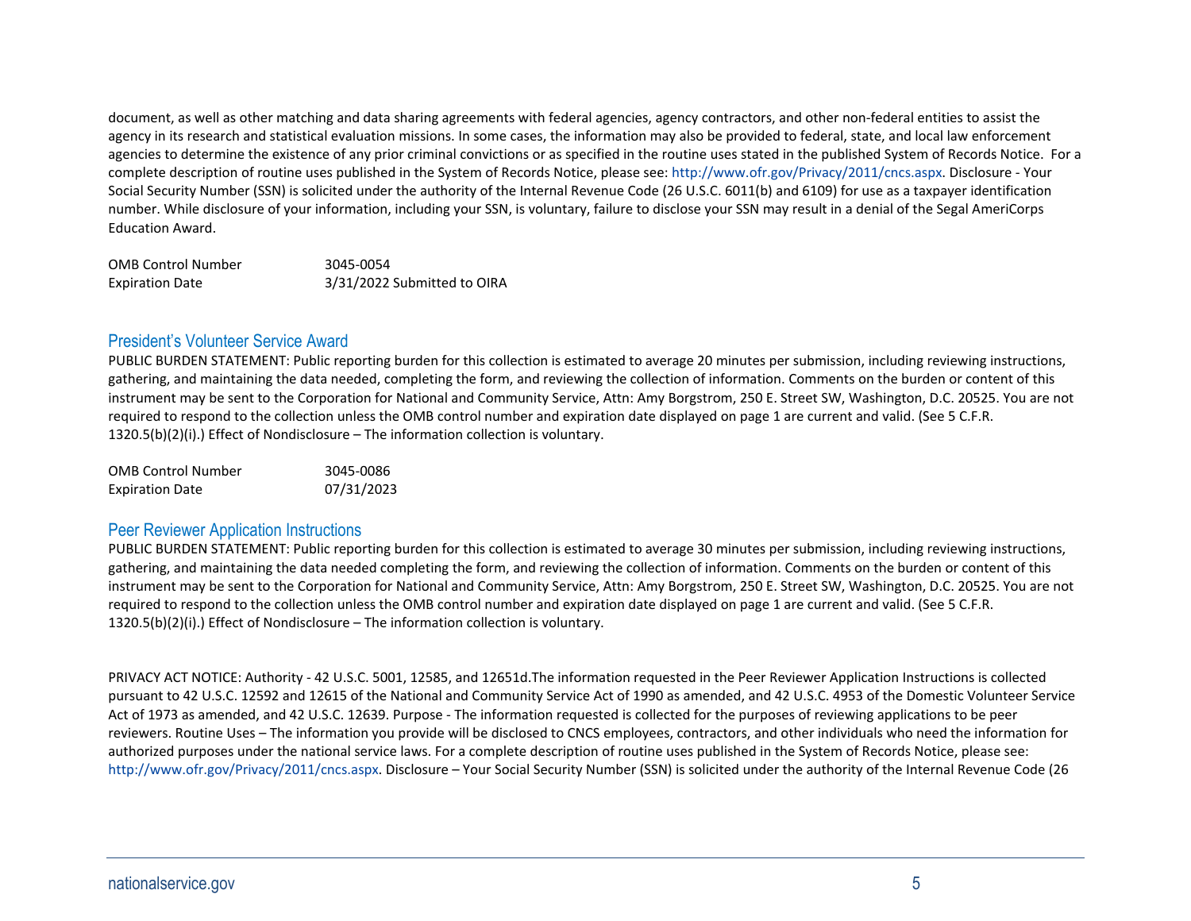document, as well as other matching and data sharing agreements with federal agencies, agency contractors, and other non-federal entities to assist the agency in its research and statistical evaluation missions. In some cases, the information may also be provided to federal, state, and local law enforcement agencies to determine the existence of any prior criminal convictions or as specified in the routine uses stated in the published System of Records Notice. For a complete description of routine uses published in the System of Records Notice, please see: http://www.ofr.gov/Privacy/2011/cncs.aspx. Disclosure - Your Social Security Number (SSN) is solicited under the authority of the Internal Revenue Code (26 U.S.C. 6011(b) and 6109) for use as a taxpayer identification number. While disclosure of your information, including your SSN, is voluntary, failure to disclose your SSN may result in a denial of the Segal AmeriCorps Education Award.

| | |
|---|---|
| OMB Control Number | 3045-0054 |
| Expiration Date | 3/31/2022 Submitted to OIRA |

## President's Volunteer Service Award

PUBLIC BURDEN STATEMENT: Public reporting burden for this collection is estimated to average 20 minutes per submission, including reviewing instructions, gathering, and maintaining the data needed, completing the form, and reviewing the collection of information. Comments on the burden or content of this instrument may be sent to the Corporation for National and Community Service, Attn: Amy Borgstrom, 250 E. Street SW, Washington, D.C. 20525. You are not required to respond to the collection unless the OMB control number and expiration date displayed on page 1 are current and valid. (See 5 C.F.R. 1320.5(b)(2)(i).) Effect of Nondisclosure – The information collection is voluntary.

| | |
|---|---|
| OMB Control Number | 3045-0086 |
| Expiration Date | 07/31/2023 |

## Peer Reviewer Application Instructions

PUBLIC BURDEN STATEMENT: Public reporting burden for this collection is estimated to average 30 minutes per submission, including reviewing instructions, gathering, and maintaining the data needed completing the form, and reviewing the collection of information. Comments on the burden or content of this instrument may be sent to the Corporation for National and Community Service, Attn: Amy Borgstrom, 250 E. Street SW, Washington, D.C. 20525. You are not required to respond to the collection unless the OMB control number and expiration date displayed on page 1 are current and valid. (See 5 C.F.R. 1320.5(b)(2)(i).) Effect of Nondisclosure – The information collection is voluntary.

PRIVACY ACT NOTICE: Authority - 42 U.S.C. 5001, 12585, and 12651d.The information requested in the Peer Reviewer Application Instructions is collected pursuant to 42 U.S.C. 12592 and 12615 of the National and Community Service Act of 1990 as amended, and 42 U.S.C. 4953 of the Domestic Volunteer Service Act of 1973 as amended, and 42 U.S.C. 12639. Purpose - The information requested is collected for the purposes of reviewing applications to be peer reviewers. Routine Uses – The information you provide will be disclosed to CNCS employees, contractors, and other individuals who need the information for authorized purposes under the national service laws. For a complete description of routine uses published in the System of Records Notice, please see: http://www.ofr.gov/Privacy/2011/cncs.aspx. Disclosure – Your Social Security Number (SSN) is solicited under the authority of the Internal Revenue Code (26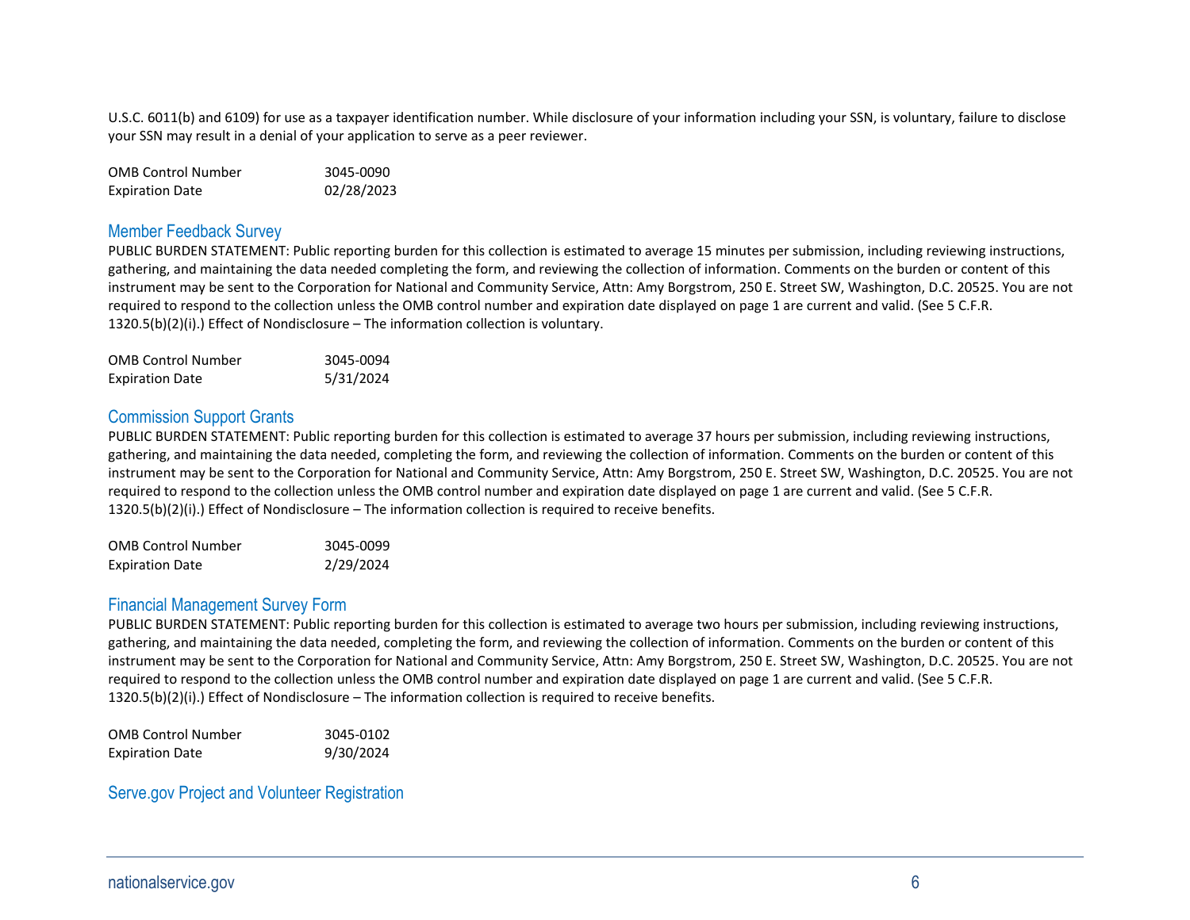U.S.C. 6011(b) and 6109) for use as a taxpayer identification number. While disclosure of your information including your SSN, is voluntary, failure to disclose your SSN may result in a denial of your application to serve as a peer reviewer.

| | |
|---|---|
| OMB Control Number | 3045-0090 |
| Expiration Date | 02/28/2023 |

## Member Feedback Survey

PUBLIC BURDEN STATEMENT: Public reporting burden for this collection is estimated to average 15 minutes per submission, including reviewing instructions, gathering, and maintaining the data needed completing the form, and reviewing the collection of information. Comments on the burden or content of this instrument may be sent to the Corporation for National and Community Service, Attn: Amy Borgstrom, 250 E. Street SW, Washington, D.C. 20525. You are not required to respond to the collection unless the OMB control number and expiration date displayed on page 1 are current and valid. (See 5 C.F.R. 1320.5(b)(2)(i).) Effect of Nondisclosure – The information collection is voluntary.

| | |
|---|---|
| OMB Control Number | 3045-0094 |
| Expiration Date | 5/31/2024 |

## Commission Support Grants

PUBLIC BURDEN STATEMENT: Public reporting burden for this collection is estimated to average 37 hours per submission, including reviewing instructions, gathering, and maintaining the data needed, completing the form, and reviewing the collection of information. Comments on the burden or content of this instrument may be sent to the Corporation for National and Community Service, Attn: Amy Borgstrom, 250 E. Street SW, Washington, D.C. 20525. You are not required to respond to the collection unless the OMB control number and expiration date displayed on page 1 are current and valid. (See 5 C.F.R. 1320.5(b)(2)(i).) Effect of Nondisclosure – The information collection is required to receive benefits.

| | |
|---|---|
| OMB Control Number | 3045-0099 |
| Expiration Date | 2/29/2024 |

## Financial Management Survey Form

PUBLIC BURDEN STATEMENT: Public reporting burden for this collection is estimated to average two hours per submission, including reviewing instructions, gathering, and maintaining the data needed, completing the form, and reviewing the collection of information. Comments on the burden or content of this instrument may be sent to the Corporation for National and Community Service, Attn: Amy Borgstrom, 250 E. Street SW, Washington, D.C. 20525. You are not required to respond to the collection unless the OMB control number and expiration date displayed on page 1 are current and valid. (See 5 C.F.R. 1320.5(b)(2)(i).) Effect of Nondisclosure – The information collection is required to receive benefits.

| | |
|---|---|
| OMB Control Number | 3045-0102 |
| Expiration Date | 9/30/2024 |

## Serve.gov Project and Volunteer Registration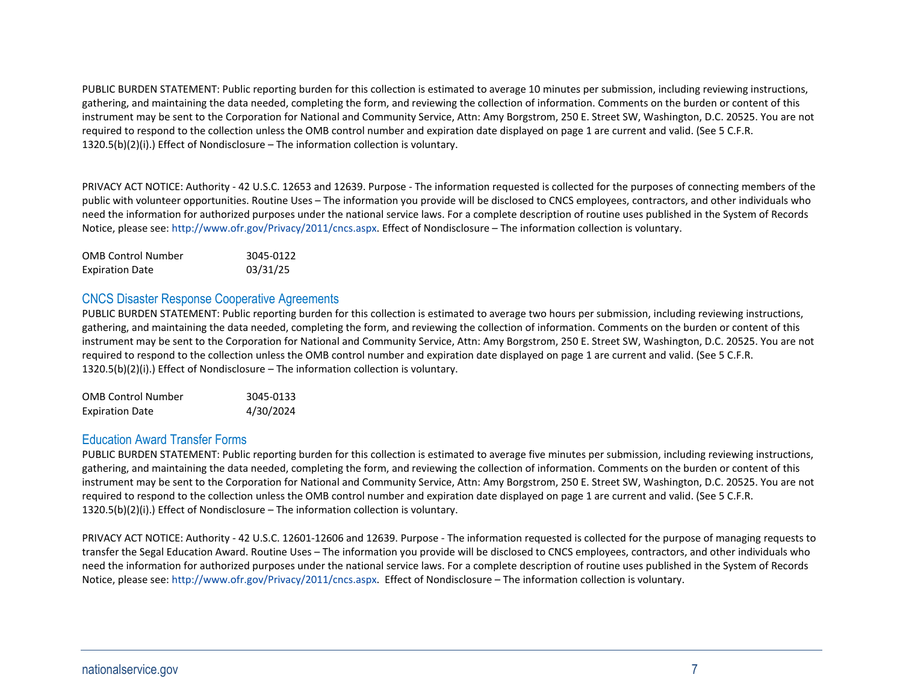PUBLIC BURDEN STATEMENT: Public reporting burden for this collection is estimated to average 10 minutes per submission, including reviewing instructions, gathering, and maintaining the data needed, completing the form, and reviewing the collection of information. Comments on the burden or content of this instrument may be sent to the Corporation for National and Community Service, Attn: Amy Borgstrom, 250 E. Street SW, Washington, D.C. 20525. You are not required to respond to the collection unless the OMB control number and expiration date displayed on page 1 are current and valid. (See 5 C.F.R. 1320.5(b)(2)(i).) Effect of Nondisclosure – The information collection is voluntary.

PRIVACY ACT NOTICE: Authority - 42 U.S.C. 12653 and 12639. Purpose - The information requested is collected for the purposes of connecting members of the public with volunteer opportunities. Routine Uses – The information you provide will be disclosed to CNCS employees, contractors, and other individuals who need the information for authorized purposes under the national service laws. For a complete description of routine uses published in the System of Records Notice, please see: http://www.ofr.gov/Privacy/2011/cncs.aspx. Effect of Nondisclosure – The information collection is voluntary.

| | |
|---|---|
| OMB Control Number | 3045-0122 |
| Expiration Date | 03/31/25 |

## CNCS Disaster Response Cooperative Agreements

PUBLIC BURDEN STATEMENT: Public reporting burden for this collection is estimated to average two hours per submission, including reviewing instructions, gathering, and maintaining the data needed, completing the form, and reviewing the collection of information. Comments on the burden or content of this instrument may be sent to the Corporation for National and Community Service, Attn: Amy Borgstrom, 250 E. Street SW, Washington, D.C. 20525. You are not required to respond to the collection unless the OMB control number and expiration date displayed on page 1 are current and valid. (See 5 C.F.R. 1320.5(b)(2)(i).) Effect of Nondisclosure – The information collection is voluntary.

| | |
|---|---|
| OMB Control Number | 3045-0133 |
| Expiration Date | 4/30/2024 |

## Education Award Transfer Forms

PUBLIC BURDEN STATEMENT: Public reporting burden for this collection is estimated to average five minutes per submission, including reviewing instructions, gathering, and maintaining the data needed, completing the form, and reviewing the collection of information. Comments on the burden or content of this instrument may be sent to the Corporation for National and Community Service, Attn: Amy Borgstrom, 250 E. Street SW, Washington, D.C. 20525. You are not required to respond to the collection unless the OMB control number and expiration date displayed on page 1 are current and valid. (See 5 C.F.R. 1320.5(b)(2)(i).) Effect of Nondisclosure – The information collection is voluntary.

PRIVACY ACT NOTICE: Authority - 42 U.S.C. 12601-12606 and 12639. Purpose - The information requested is collected for the purpose of managing requests to transfer the Segal Education Award. Routine Uses – The information you provide will be disclosed to CNCS employees, contractors, and other individuals who need the information for authorized purposes under the national service laws. For a complete description of routine uses published in the System of Records Notice, please see: http://www.ofr.gov/Privacy/2011/cncs.aspx. Effect of Nondisclosure – The information collection is voluntary.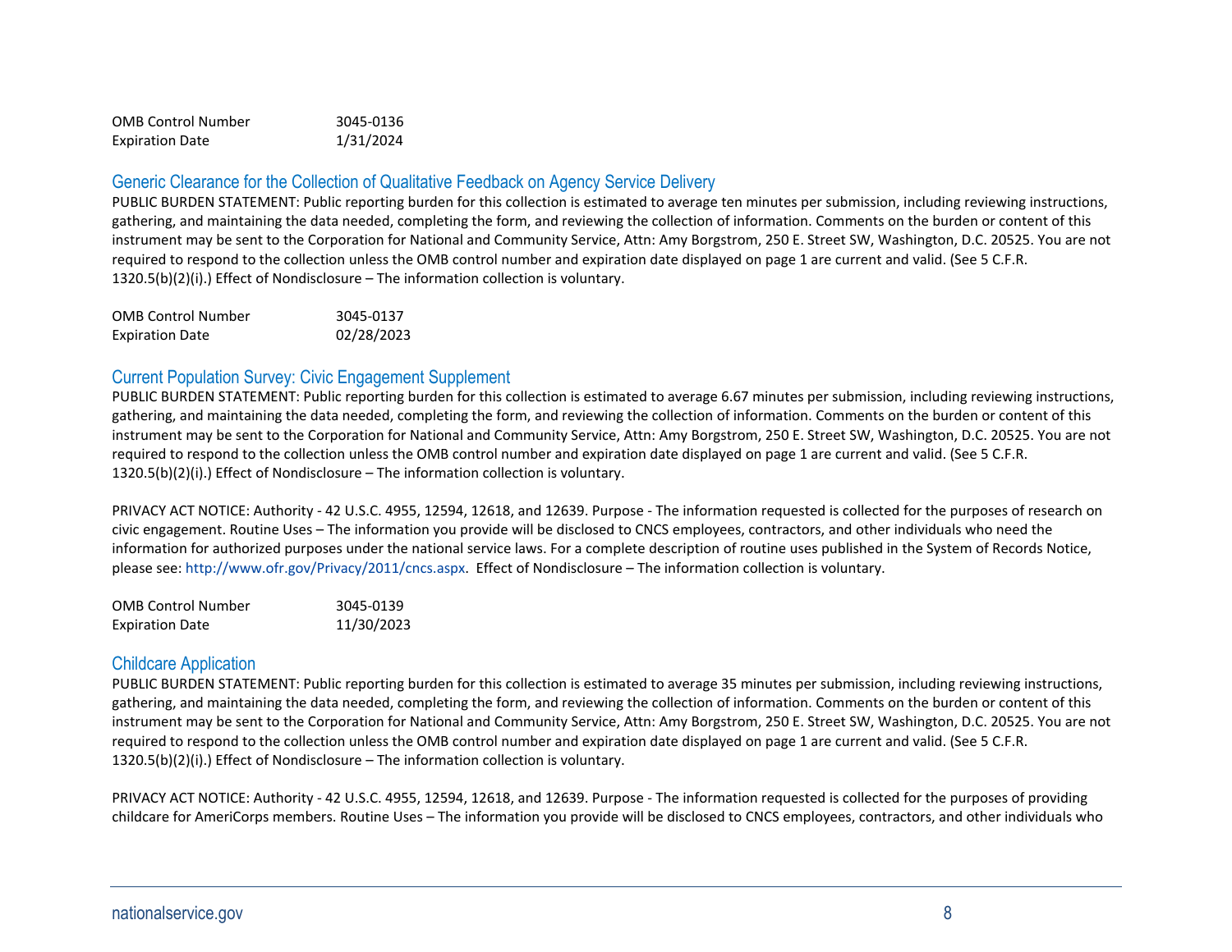| OMB Control Number | 3045-0136 |
| --- | --- |
| Expiration Date | 1/31/2024 |

## Generic Clearance for the Collection of Qualitative Feedback on Agency Service Delivery

PUBLIC BURDEN STATEMENT: Public reporting burden for this collection is estimated to average ten minutes per submission, including reviewing instructions, gathering, and maintaining the data needed, completing the form, and reviewing the collection of information. Comments on the burden or content of this instrument may be sent to the Corporation for National and Community Service, Attn: Amy Borgstrom, 250 E. Street SW, Washington, D.C. 20525. You are not required to respond to the collection unless the OMB control number and expiration date displayed on page 1 are current and valid. (See 5 C.F.R. 1320.5(b)(2)(i).) Effect of Nondisclosure – The information collection is voluntary.

| OMB Control Number | 3045-0137 |
| --- | --- |
| Expiration Date | 02/28/2023 |

## Current Population Survey: Civic Engagement Supplement

PUBLIC BURDEN STATEMENT: Public reporting burden for this collection is estimated to average 6.67 minutes per submission, including reviewing instructions, gathering, and maintaining the data needed, completing the form, and reviewing the collection of information. Comments on the burden or content of this instrument may be sent to the Corporation for National and Community Service, Attn: Amy Borgstrom, 250 E. Street SW, Washington, D.C. 20525. You are not required to respond to the collection unless the OMB control number and expiration date displayed on page 1 are current and valid. (See 5 C.F.R. 1320.5(b)(2)(i).) Effect of Nondisclosure – The information collection is voluntary.

PRIVACY ACT NOTICE: Authority - 42 U.S.C. 4955, 12594, 12618, and 12639. Purpose - The information requested is collected for the purposes of research on civic engagement. Routine Uses – The information you provide will be disclosed to CNCS employees, contractors, and other individuals who need the information for authorized purposes under the national service laws. For a complete description of routine uses published in the System of Records Notice, please see: http://www.ofr.gov/Privacy/2011/cncs.aspx. Effect of Nondisclosure – The information collection is voluntary.

| OMB Control Number | 3045-0139 |
| --- | --- |
| Expiration Date | 11/30/2023 |

## Childcare Application

PUBLIC BURDEN STATEMENT: Public reporting burden for this collection is estimated to average 35 minutes per submission, including reviewing instructions, gathering, and maintaining the data needed, completing the form, and reviewing the collection of information. Comments on the burden or content of this instrument may be sent to the Corporation for National and Community Service, Attn: Amy Borgstrom, 250 E. Street SW, Washington, D.C. 20525. You are not required to respond to the collection unless the OMB control number and expiration date displayed on page 1 are current and valid. (See 5 C.F.R. 1320.5(b)(2)(i).) Effect of Nondisclosure – The information collection is voluntary.

PRIVACY ACT NOTICE: Authority - 42 U.S.C. 4955, 12594, 12618, and 12639. Purpose - The information requested is collected for the purposes of providing childcare for AmeriCorps members. Routine Uses – The information you provide will be disclosed to CNCS employees, contractors, and other individuals who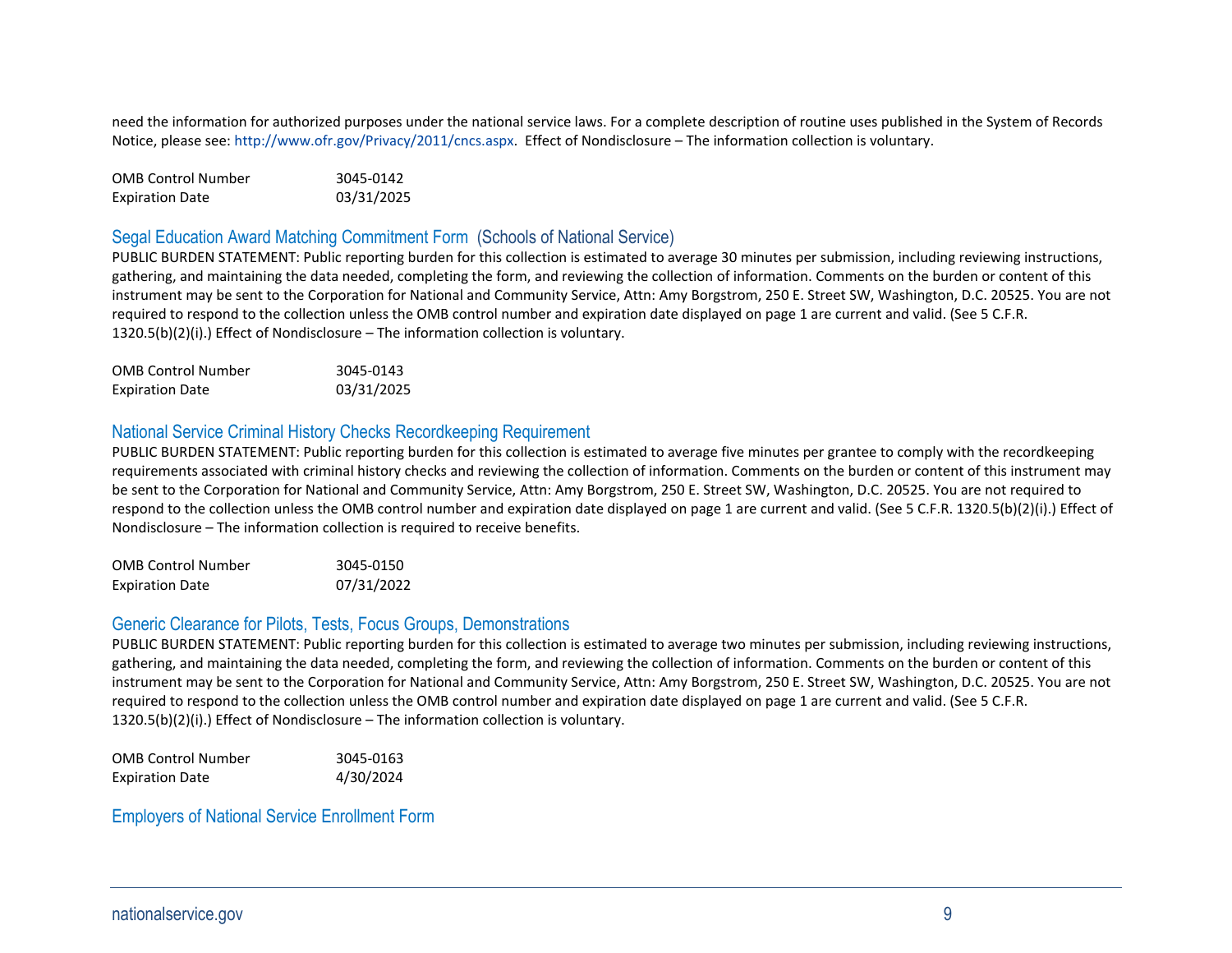need the information for authorized purposes under the national service laws. For a complete description of routine uses published in the System of Records Notice, please see: http://www.ofr.gov/Privacy/2011/cncs.aspx. Effect of Nondisclosure – The information collection is voluntary.

| | |
|---|---|
| OMB Control Number | 3045-0142 |
| Expiration Date | 03/31/2025 |

## Segal Education Award Matching Commitment Form (Schools of National Service)

PUBLIC BURDEN STATEMENT: Public reporting burden for this collection is estimated to average 30 minutes per submission, including reviewing instructions, gathering, and maintaining the data needed, completing the form, and reviewing the collection of information. Comments on the burden or content of this instrument may be sent to the Corporation for National and Community Service, Attn: Amy Borgstrom, 250 E. Street SW, Washington, D.C. 20525. You are not required to respond to the collection unless the OMB control number and expiration date displayed on page 1 are current and valid. (See 5 C.F.R. 1320.5(b)(2)(i).) Effect of Nondisclosure – The information collection is voluntary.

| | |
|---|---|
| OMB Control Number | 3045-0143 |
| Expiration Date | 03/31/2025 |

## National Service Criminal History Checks Recordkeeping Requirement

PUBLIC BURDEN STATEMENT: Public reporting burden for this collection is estimated to average five minutes per grantee to comply with the recordkeeping requirements associated with criminal history checks and reviewing the collection of information. Comments on the burden or content of this instrument may be sent to the Corporation for National and Community Service, Attn: Amy Borgstrom, 250 E. Street SW, Washington, D.C. 20525. You are not required to respond to the collection unless the OMB control number and expiration date displayed on page 1 are current and valid. (See 5 C.F.R. 1320.5(b)(2)(i).) Effect of Nondisclosure – The information collection is required to receive benefits.

| | |
|---|---|
| OMB Control Number | 3045-0150 |
| Expiration Date | 07/31/2022 |

## Generic Clearance for Pilots, Tests, Focus Groups, Demonstrations

PUBLIC BURDEN STATEMENT: Public reporting burden for this collection is estimated to average two minutes per submission, including reviewing instructions, gathering, and maintaining the data needed, completing the form, and reviewing the collection of information. Comments on the burden or content of this instrument may be sent to the Corporation for National and Community Service, Attn: Amy Borgstrom, 250 E. Street SW, Washington, D.C. 20525. You are not required to respond to the collection unless the OMB control number and expiration date displayed on page 1 are current and valid. (See 5 C.F.R. 1320.5(b)(2)(i).) Effect of Nondisclosure – The information collection is voluntary.

| | |
|---|---|
| OMB Control Number | 3045-0163 |
| Expiration Date | 4/30/2024 |

## Employers of National Service Enrollment Form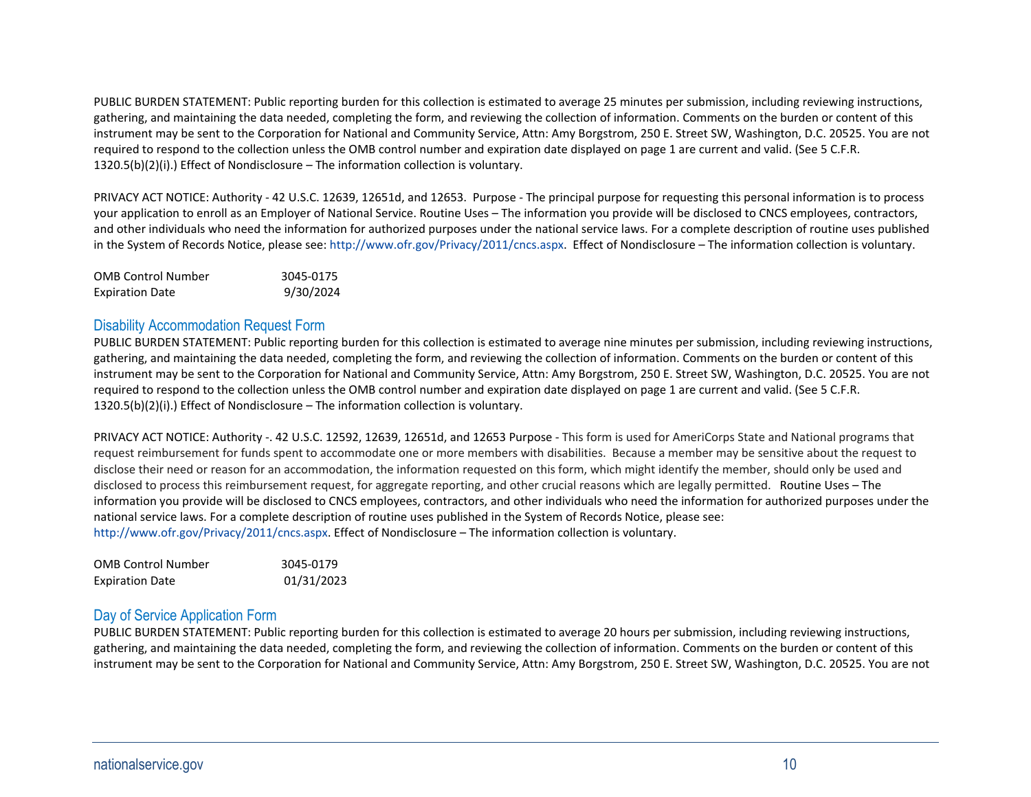PUBLIC BURDEN STATEMENT: Public reporting burden for this collection is estimated to average 25 minutes per submission, including reviewing instructions, gathering, and maintaining the data needed, completing the form, and reviewing the collection of information. Comments on the burden or content of this instrument may be sent to the Corporation for National and Community Service, Attn: Amy Borgstrom, 250 E. Street SW, Washington, D.C. 20525. You are not required to respond to the collection unless the OMB control number and expiration date displayed on page 1 are current and valid. (See 5 C.F.R. 1320.5(b)(2)(i).) Effect of Nondisclosure – The information collection is voluntary.

PRIVACY ACT NOTICE: Authority - 42 U.S.C. 12639, 12651d, and 12653. Purpose - The principal purpose for requesting this personal information is to process your application to enroll as an Employer of National Service. Routine Uses – The information you provide will be disclosed to CNCS employees, contractors, and other individuals who need the information for authorized purposes under the national service laws. For a complete description of routine uses published in the System of Records Notice, please see: http://www.ofr.gov/Privacy/2011/cncs.aspx. Effect of Nondisclosure – The information collection is voluntary.

| | |
|---|---|
| OMB Control Number | 3045-0175 |
| Expiration Date | 9/30/2024 |

## Disability Accommodation Request Form

PUBLIC BURDEN STATEMENT: Public reporting burden for this collection is estimated to average nine minutes per submission, including reviewing instructions, gathering, and maintaining the data needed, completing the form, and reviewing the collection of information. Comments on the burden or content of this instrument may be sent to the Corporation for National and Community Service, Attn: Amy Borgstrom, 250 E. Street SW, Washington, D.C. 20525. You are not required to respond to the collection unless the OMB control number and expiration date displayed on page 1 are current and valid. (See 5 C.F.R. 1320.5(b)(2)(i).) Effect of Nondisclosure – The information collection is voluntary.

PRIVACY ACT NOTICE: Authority -. 42 U.S.C. 12592, 12639, 12651d, and 12653 Purpose - This form is used for AmeriCorps State and National programs that request reimbursement for funds spent to accommodate one or more members with disabilities. Because a member may be sensitive about the request to disclose their need or reason for an accommodation, the information requested on this form, which might identify the member, should only be used and disclosed to process this reimbursement request, for aggregate reporting, and other crucial reasons which are legally permitted. Routine Uses – The information you provide will be disclosed to CNCS employees, contractors, and other individuals who need the information for authorized purposes under the national service laws. For a complete description of routine uses published in the System of Records Notice, please see: http://www.ofr.gov/Privacy/2011/cncs.aspx. Effect of Nondisclosure – The information collection is voluntary.

| | |
|---|---|
| OMB Control Number | 3045-0179 |
| Expiration Date | 01/31/2023 |

## Day of Service Application Form

PUBLIC BURDEN STATEMENT: Public reporting burden for this collection is estimated to average 20 hours per submission, including reviewing instructions, gathering, and maintaining the data needed, completing the form, and reviewing the collection of information. Comments on the burden or content of this instrument may be sent to the Corporation for National and Community Service, Attn: Amy Borgstrom, 250 E. Street SW, Washington, D.C. 20525. You are not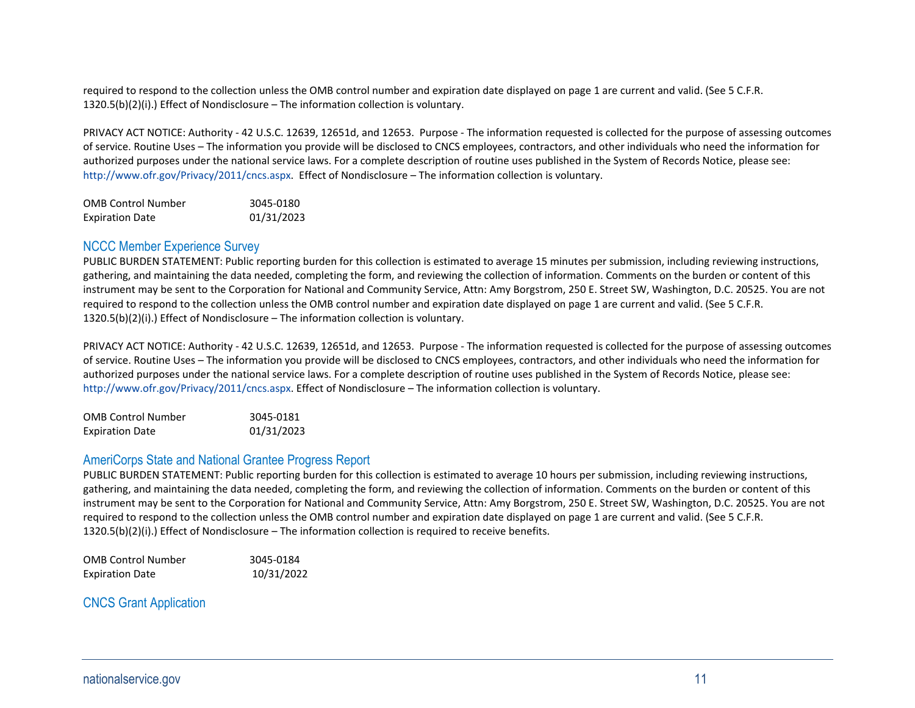required to respond to the collection unless the OMB control number and expiration date displayed on page 1 are current and valid. (See 5 C.F.R. 1320.5(b)(2)(i).) Effect of Nondisclosure – The information collection is voluntary.

PRIVACY ACT NOTICE: Authority - 42 U.S.C. 12639, 12651d, and 12653. Purpose - The information requested is collected for the purpose of assessing outcomes of service. Routine Uses – The information you provide will be disclosed to CNCS employees, contractors, and other individuals who need the information for authorized purposes under the national service laws. For a complete description of routine uses published in the System of Records Notice, please see: http://www.ofr.gov/Privacy/2011/cncs.aspx. Effect of Nondisclosure – The information collection is voluntary.

OMB Control Number 3045-0180
Expiration Date 01/31/2023

## NCCC Member Experience Survey

PUBLIC BURDEN STATEMENT: Public reporting burden for this collection is estimated to average 15 minutes per submission, including reviewing instructions, gathering, and maintaining the data needed, completing the form, and reviewing the collection of information. Comments on the burden or content of this instrument may be sent to the Corporation for National and Community Service, Attn: Amy Borgstrom, 250 E. Street SW, Washington, D.C. 20525. You are not required to respond to the collection unless the OMB control number and expiration date displayed on page 1 are current and valid. (See 5 C.F.R. 1320.5(b)(2)(i).) Effect of Nondisclosure – The information collection is voluntary.

PRIVACY ACT NOTICE: Authority - 42 U.S.C. 12639, 12651d, and 12653. Purpose - The information requested is collected for the purpose of assessing outcomes of service. Routine Uses – The information you provide will be disclosed to CNCS employees, contractors, and other individuals who need the information for authorized purposes under the national service laws. For a complete description of routine uses published in the System of Records Notice, please see: http://www.ofr.gov/Privacy/2011/cncs.aspx. Effect of Nondisclosure – The information collection is voluntary.

OMB Control Number 3045-0181
Expiration Date 01/31/2023

## AmeriCorps State and National Grantee Progress Report

PUBLIC BURDEN STATEMENT: Public reporting burden for this collection is estimated to average 10 hours per submission, including reviewing instructions, gathering, and maintaining the data needed, completing the form, and reviewing the collection of information. Comments on the burden or content of this instrument may be sent to the Corporation for National and Community Service, Attn: Amy Borgstrom, 250 E. Street SW, Washington, D.C. 20525. You are not required to respond to the collection unless the OMB control number and expiration date displayed on page 1 are current and valid. (See 5 C.F.R. 1320.5(b)(2)(i).) Effect of Nondisclosure – The information collection is required to receive benefits.

OMB Control Number 3045-0184
Expiration Date 10/31/2022

## CNCS Grant Application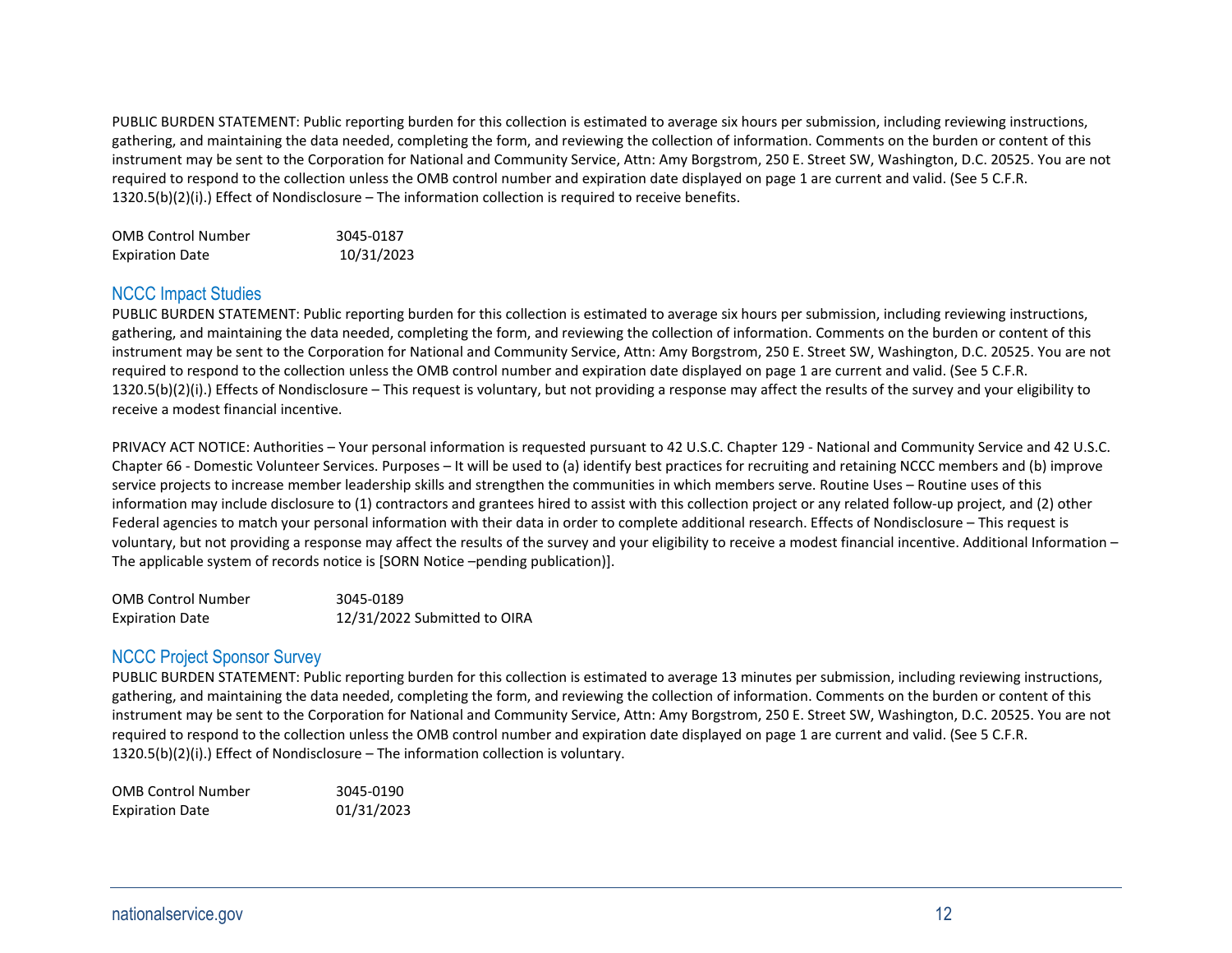PUBLIC BURDEN STATEMENT: Public reporting burden for this collection is estimated to average six hours per submission, including reviewing instructions, gathering, and maintaining the data needed, completing the form, and reviewing the collection of information. Comments on the burden or content of this instrument may be sent to the Corporation for National and Community Service, Attn: Amy Borgstrom, 250 E. Street SW, Washington, D.C. 20525. You are not required to respond to the collection unless the OMB control number and expiration date displayed on page 1 are current and valid. (See 5 C.F.R. 1320.5(b)(2)(i).) Effect of Nondisclosure – The information collection is required to receive benefits.

| | |
|---|---|
| OMB Control Number | 3045-0187 |
| Expiration Date | 10/31/2023 |

## NCCC Impact Studies

PUBLIC BURDEN STATEMENT: Public reporting burden for this collection is estimated to average six hours per submission, including reviewing instructions, gathering, and maintaining the data needed, completing the form, and reviewing the collection of information. Comments on the burden or content of this instrument may be sent to the Corporation for National and Community Service, Attn: Amy Borgstrom, 250 E. Street SW, Washington, D.C. 20525. You are not required to respond to the collection unless the OMB control number and expiration date displayed on page 1 are current and valid. (See 5 C.F.R. 1320.5(b)(2)(i).) Effects of Nondisclosure – This request is voluntary, but not providing a response may affect the results of the survey and your eligibility to receive a modest financial incentive.

PRIVACY ACT NOTICE: Authorities – Your personal information is requested pursuant to 42 U.S.C. Chapter 129 - National and Community Service and 42 U.S.C. Chapter 66 - Domestic Volunteer Services. Purposes – It will be used to (a) identify best practices for recruiting and retaining NCCC members and (b) improve service projects to increase member leadership skills and strengthen the communities in which members serve. Routine Uses – Routine uses of this information may include disclosure to (1) contractors and grantees hired to assist with this collection project or any related follow-up project, and (2) other Federal agencies to match your personal information with their data in order to complete additional research. Effects of Nondisclosure – This request is voluntary, but not providing a response may affect the results of the survey and your eligibility to receive a modest financial incentive. Additional Information – The applicable system of records notice is [SORN Notice –pending publication)].

| | |
|---|---|
| OMB Control Number | 3045-0189 |
| Expiration Date | 12/31/2022 Submitted to OIRA |

## NCCC Project Sponsor Survey

PUBLIC BURDEN STATEMENT: Public reporting burden for this collection is estimated to average 13 minutes per submission, including reviewing instructions, gathering, and maintaining the data needed, completing the form, and reviewing the collection of information. Comments on the burden or content of this instrument may be sent to the Corporation for National and Community Service, Attn: Amy Borgstrom, 250 E. Street SW, Washington, D.C. 20525. You are not required to respond to the collection unless the OMB control number and expiration date displayed on page 1 are current and valid. (See 5 C.F.R. 1320.5(b)(2)(i).) Effect of Nondisclosure – The information collection is voluntary.

| | |
|---|---|
| OMB Control Number | 3045-0190 |
| Expiration Date | 01/31/2023 |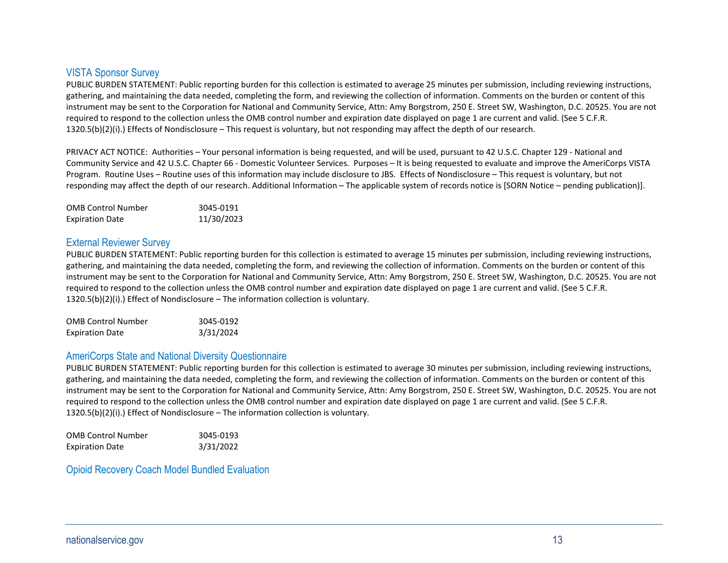## VISTA Sponsor Survey

PUBLIC BURDEN STATEMENT: Public reporting burden for this collection is estimated to average 25 minutes per submission, including reviewing instructions, gathering, and maintaining the data needed, completing the form, and reviewing the collection of information. Comments on the burden or content of this instrument may be sent to the Corporation for National and Community Service, Attn: Amy Borgstrom, 250 E. Street SW, Washington, D.C. 20525. You are not required to respond to the collection unless the OMB control number and expiration date displayed on page 1 are current and valid. (See 5 C.F.R. 1320.5(b)(2)(i).) Effects of Nondisclosure – This request is voluntary, but not responding may affect the depth of our research.

PRIVACY ACT NOTICE: Authorities – Your personal information is being requested, and will be used, pursuant to 42 U.S.C. Chapter 129 - National and Community Service and 42 U.S.C. Chapter 66 - Domestic Volunteer Services. Purposes – It is being requested to evaluate and improve the AmeriCorps VISTA Program. Routine Uses – Routine uses of this information may include disclosure to JBS. Effects of Nondisclosure – This request is voluntary, but not responding may affect the depth of our research. Additional Information – The applicable system of records notice is [SORN Notice – pending publication)].

| | |
|---|---|
| OMB Control Number | 3045-0191 |
| Expiration Date | 11/30/2023 |

## External Reviewer Survey

PUBLIC BURDEN STATEMENT: Public reporting burden for this collection is estimated to average 15 minutes per submission, including reviewing instructions, gathering, and maintaining the data needed, completing the form, and reviewing the collection of information. Comments on the burden or content of this instrument may be sent to the Corporation for National and Community Service, Attn: Amy Borgstrom, 250 E. Street SW, Washington, D.C. 20525. You are not required to respond to the collection unless the OMB control number and expiration date displayed on page 1 are current and valid. (See 5 C.F.R. 1320.5(b)(2)(i).) Effect of Nondisclosure – The information collection is voluntary.

| | |
|---|---|
| OMB Control Number | 3045-0192 |
| Expiration Date | 3/31/2024 |

## AmeriCorps State and National Diversity Questionnaire

PUBLIC BURDEN STATEMENT: Public reporting burden for this collection is estimated to average 30 minutes per submission, including reviewing instructions, gathering, and maintaining the data needed, completing the form, and reviewing the collection of information. Comments on the burden or content of this instrument may be sent to the Corporation for National and Community Service, Attn: Amy Borgstrom, 250 E. Street SW, Washington, D.C. 20525. You are not required to respond to the collection unless the OMB control number and expiration date displayed on page 1 are current and valid. (See 5 C.F.R. 1320.5(b)(2)(i).) Effect of Nondisclosure – The information collection is voluntary.

| | |
|---|---|
| OMB Control Number | 3045-0193 |
| Expiration Date | 3/31/2022 |

## Opioid Recovery Coach Model Bundled Evaluation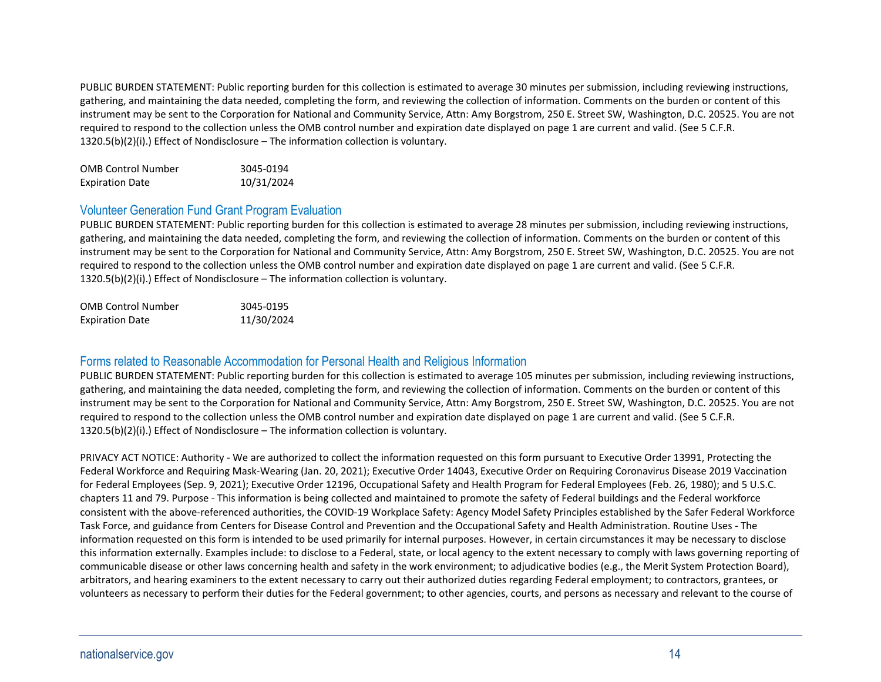PUBLIC BURDEN STATEMENT: Public reporting burden for this collection is estimated to average 30 minutes per submission, including reviewing instructions, gathering, and maintaining the data needed, completing the form, and reviewing the collection of information. Comments on the burden or content of this instrument may be sent to the Corporation for National and Community Service, Attn: Amy Borgstrom, 250 E. Street SW, Washington, D.C. 20525. You are not required to respond to the collection unless the OMB control number and expiration date displayed on page 1 are current and valid. (See 5 C.F.R. 1320.5(b)(2)(i).) Effect of Nondisclosure – The information collection is voluntary.

| | |
|---|---|
| OMB Control Number | 3045-0194 |
| Expiration Date | 10/31/2024 |

## Volunteer Generation Fund Grant Program Evaluation

PUBLIC BURDEN STATEMENT: Public reporting burden for this collection is estimated to average 28 minutes per submission, including reviewing instructions, gathering, and maintaining the data needed, completing the form, and reviewing the collection of information. Comments on the burden or content of this instrument may be sent to the Corporation for National and Community Service, Attn: Amy Borgstrom, 250 E. Street SW, Washington, D.C. 20525. You are not required to respond to the collection unless the OMB control number and expiration date displayed on page 1 are current and valid. (See 5 C.F.R. 1320.5(b)(2)(i).) Effect of Nondisclosure – The information collection is voluntary.

| | |
|---|---|
| OMB Control Number | 3045-0195 |
| Expiration Date | 11/30/2024 |

## Forms related to Reasonable Accommodation for Personal Health and Religious Information

PUBLIC BURDEN STATEMENT: Public reporting burden for this collection is estimated to average 105 minutes per submission, including reviewing instructions, gathering, and maintaining the data needed, completing the form, and reviewing the collection of information. Comments on the burden or content of this instrument may be sent to the Corporation for National and Community Service, Attn: Amy Borgstrom, 250 E. Street SW, Washington, D.C. 20525. You are not required to respond to the collection unless the OMB control number and expiration date displayed on page 1 are current and valid. (See 5 C.F.R. 1320.5(b)(2)(i).) Effect of Nondisclosure – The information collection is voluntary.

PRIVACY ACT NOTICE: Authority - We are authorized to collect the information requested on this form pursuant to Executive Order 13991, Protecting the Federal Workforce and Requiring Mask-Wearing (Jan. 20, 2021); Executive Order 14043, Executive Order on Requiring Coronavirus Disease 2019 Vaccination for Federal Employees (Sep. 9, 2021); Executive Order 12196, Occupational Safety and Health Program for Federal Employees (Feb. 26, 1980); and 5 U.S.C. chapters 11 and 79. Purpose - This information is being collected and maintained to promote the safety of Federal buildings and the Federal workforce consistent with the above-referenced authorities, the COVID-19 Workplace Safety: Agency Model Safety Principles established by the Safer Federal Workforce Task Force, and guidance from Centers for Disease Control and Prevention and the Occupational Safety and Health Administration. Routine Uses - The information requested on this form is intended to be used primarily for internal purposes. However, in certain circumstances it may be necessary to disclose this information externally. Examples include: to disclose to a Federal, state, or local agency to the extent necessary to comply with laws governing reporting of communicable disease or other laws concerning health and safety in the work environment; to adjudicative bodies (e.g., the Merit System Protection Board), arbitrators, and hearing examiners to the extent necessary to carry out their authorized duties regarding Federal employment; to contractors, grantees, or volunteers as necessary to perform their duties for the Federal government; to other agencies, courts, and persons as necessary and relevant to the course of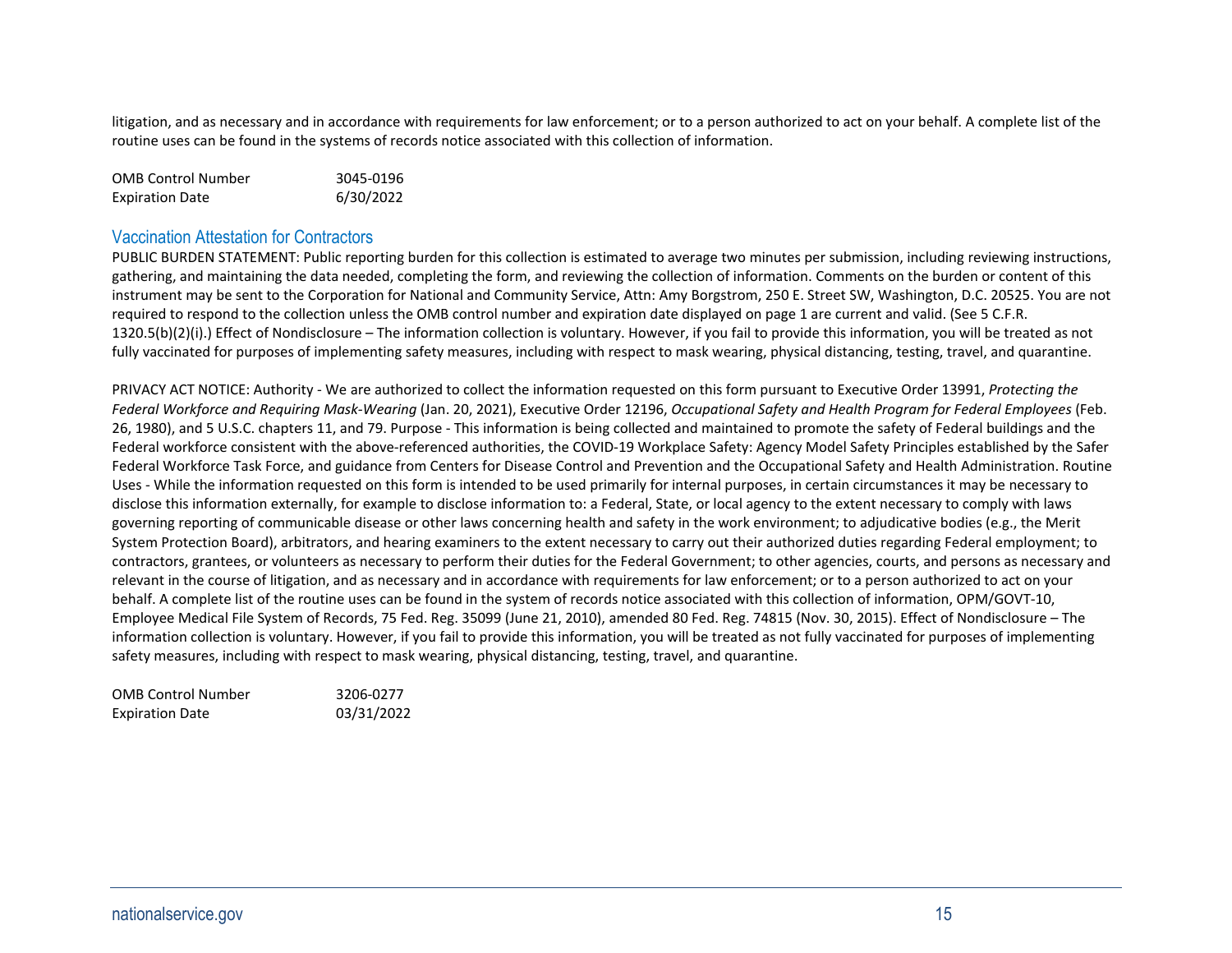litigation, and as necessary and in accordance with requirements for law enforcement; or to a person authorized to act on your behalf. A complete list of the routine uses can be found in the systems of records notice associated with this collection of information.

| | |
|---|---|
| OMB Control Number | 3045-0196 |
| Expiration Date | 6/30/2022 |

## Vaccination Attestation for Contractors

PUBLIC BURDEN STATEMENT: Public reporting burden for this collection is estimated to average two minutes per submission, including reviewing instructions, gathering, and maintaining the data needed, completing the form, and reviewing the collection of information. Comments on the burden or content of this instrument may be sent to the Corporation for National and Community Service, Attn: Amy Borgstrom, 250 E. Street SW, Washington, D.C. 20525. You are not required to respond to the collection unless the OMB control number and expiration date displayed on page 1 are current and valid. (See 5 C.F.R. 1320.5(b)(2)(i).) Effect of Nondisclosure – The information collection is voluntary. However, if you fail to provide this information, you will be treated as not fully vaccinated for purposes of implementing safety measures, including with respect to mask wearing, physical distancing, testing, travel, and quarantine.

PRIVACY ACT NOTICE: Authority - We are authorized to collect the information requested on this form pursuant to Executive Order 13991, *Protecting the Federal Workforce and Requiring Mask-Wearing* (Jan. 20, 2021), Executive Order 12196, *Occupational Safety and Health Program for Federal Employees* (Feb. 26, 1980), and 5 U.S.C. chapters 11, and 79. Purpose - This information is being collected and maintained to promote the safety of Federal buildings and the Federal workforce consistent with the above-referenced authorities, the COVID-19 Workplace Safety: Agency Model Safety Principles established by the Safer Federal Workforce Task Force, and guidance from Centers for Disease Control and Prevention and the Occupational Safety and Health Administration. Routine Uses - While the information requested on this form is intended to be used primarily for internal purposes, in certain circumstances it may be necessary to disclose this information externally, for example to disclose information to: a Federal, State, or local agency to the extent necessary to comply with laws governing reporting of communicable disease or other laws concerning health and safety in the work environment; to adjudicative bodies (e.g., the Merit System Protection Board), arbitrators, and hearing examiners to the extent necessary to carry out their authorized duties regarding Federal employment; to contractors, grantees, or volunteers as necessary to perform their duties for the Federal Government; to other agencies, courts, and persons as necessary and relevant in the course of litigation, and as necessary and in accordance with requirements for law enforcement; or to a person authorized to act on your behalf. A complete list of the routine uses can be found in the system of records notice associated with this collection of information, OPM/GOVT-10, Employee Medical File System of Records, 75 Fed. Reg. 35099 (June 21, 2010), amended 80 Fed. Reg. 74815 (Nov. 30, 2015). Effect of Nondisclosure – The information collection is voluntary. However, if you fail to provide this information, you will be treated as not fully vaccinated for purposes of implementing safety measures, including with respect to mask wearing, physical distancing, testing, travel, and quarantine.

| | |
|---|---|
| OMB Control Number | 3206-0277 |
| Expiration Date | 03/31/2022 |